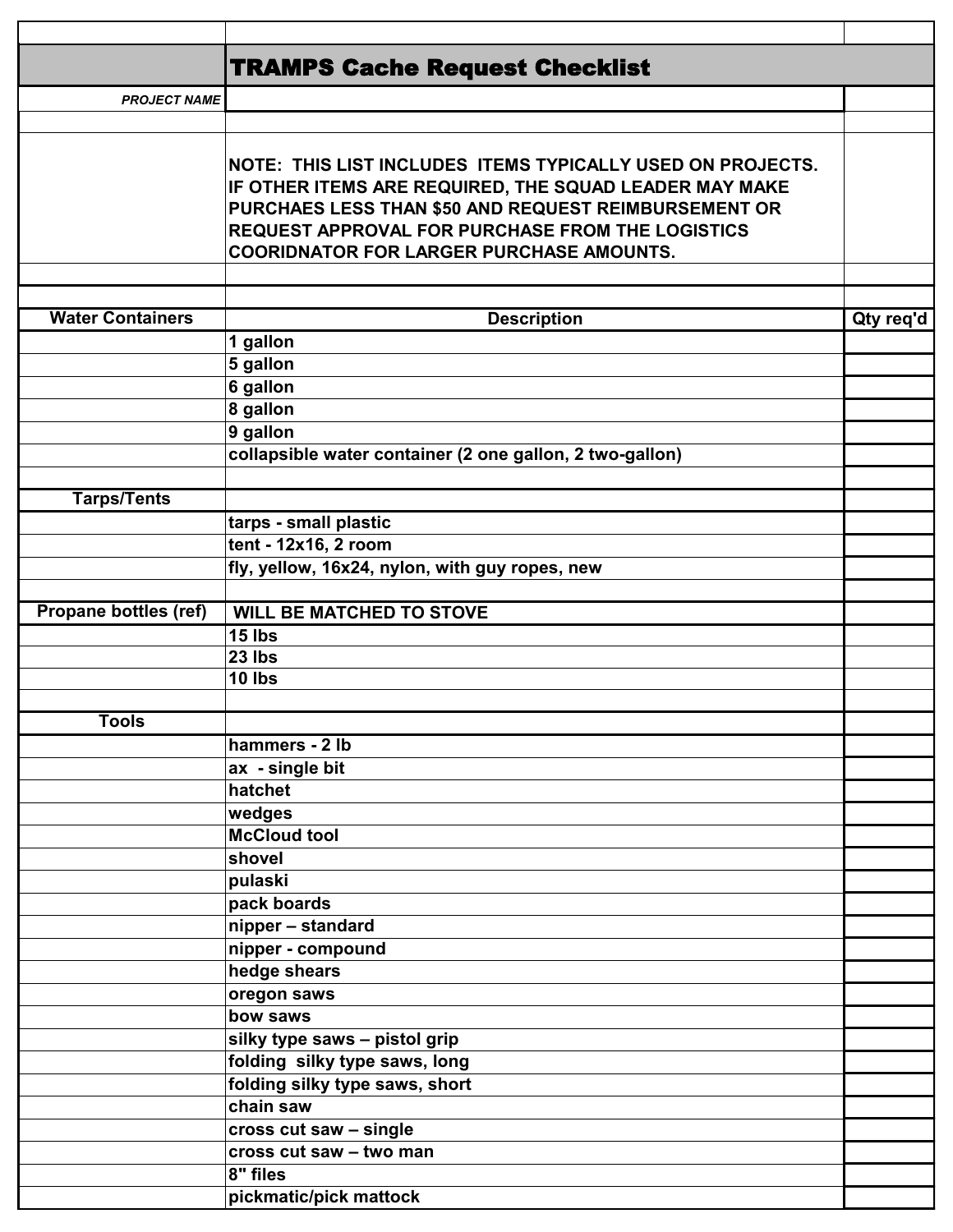# TRAMPS Cache Request Checklist

***PROJECT NAME***

**NOTE: THIS LIST INCLUDES ITEMS TYPICALLY USED ON PROJECTS. IF OTHER ITEMS ARE REQUIRED, THE SQUAD LEADER MAY MAKE PURCHAES LESS THAN $50 AND REQUEST REIMBURSEMENT OR REQUEST APPROVAL FOR PURCHASE FROM THE LOGISTICS COORIDNATOR FOR LARGER PURCHASE AMOUNTS.**

| Water Containers | Description | Qty req'd |
|---|---|---|
| | 1 gallon | |
| | 5 gallon | |
| | 6 gallon | |
| | 8 gallon | |
| | 9 gallon | |
| | collapsible water container (2 one gallon, 2 two-gallon) | |
| | | |
| **Tarps/Tents** | | |
| | tarps - small plastic | |
| | tent - 12x16, 2 room | |
| | fly, yellow, 16x24, nylon, with guy ropes, new | |
| | | |
| **Propane bottles (ref)** | WILL BE MATCHED TO STOVE | |
| | 15 lbs | |
| | 23 lbs | |
| | 10 lbs | |
| | | |
| **Tools** | | |
| | hammers - 2 lb | |
| | ax - single bit | |
| | hatchet | |
| | wedges | |
| | McCloud tool | |
| | shovel | |
| | pulaski | |
| | pack boards | |
| | nipper – standard | |
| | nipper - compound | |
| | hedge shears | |
| | oregon saws | |
| | bow saws | |
| | silky type saws – pistol grip | |
| | folding silky type saws, long | |
| | folding silky type saws, short | |
| | chain saw | |
| | cross cut saw – single | |
| | cross cut saw – two man | |
| | 8" files | |
| | pickmatic/pick mattock | |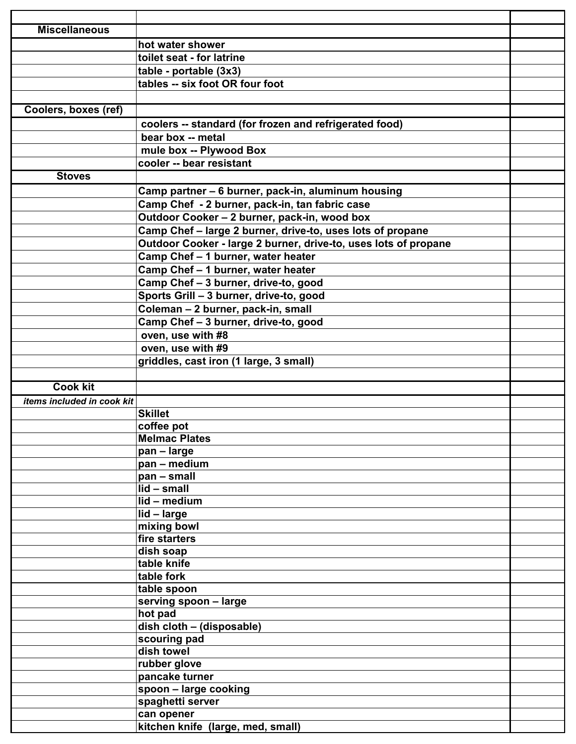| | | |
|---|---|---|
| **Miscellaneous** | | |
| | **hot water shower** | |
| | **toilet seat - for latrine** | |
| | **table - portable (3x3)** | |
| | **tables -- six foot OR four foot** | |
| | | |
| **Coolers, boxes (ref)** | | |
| | **coolers -- standard (for frozen and refrigerated food)** | |
| | **bear box -- metal** | |
| | **mule box -- Plywood Box** | |
| | **cooler -- bear resistant** | |
| **Stoves** | | |
| | **Camp partner – 6 burner, pack-in, aluminum housing** | |
| | **Camp Chef - 2 burner, pack-in, tan fabric case** | |
| | **Outdoor Cooker – 2 burner, pack-in, wood box** | |
| | **Camp Chef – large 2 burner, drive-to, uses lots of propane** | |
| | **Outdoor Cooker - large 2 burner, drive-to, uses lots of propane** | |
| | **Camp Chef – 1 burner, water heater** | |
| | **Camp Chef – 1 burner, water heater** | |
| | **Camp Chef – 3 burner, drive-to, good** | |
| | **Sports Grill – 3 burner, drive-to, good** | |
| | **Coleman – 2 burner, pack-in, small** | |
| | **Camp Chef – 3 burner, drive-to, good** | |
| | **oven, use with #8** | |
| | **oven, use with #9** | |
| | **griddles, cast iron (1 large, 3 small)** | |
| | | |
| **Cook kit** | | |
| ***items included in cook kit*** | | |
| | **Skillet** | |
| | **coffee pot** | |
| | **Melmac Plates** | |
| | **pan – large** | |
| | **pan – medium** | |
| | **pan – small** | |
| | **lid – small** | |
| | **lid – medium** | |
| | **lid – large** | |
| | **mixing bowl** | |
| | **fire starters** | |
| | **dish soap** | |
| | **table knife** | |
| | **table fork** | |
| | **table spoon** | |
| | **serving spoon – large** | |
| | **hot pad** | |
| | **dish cloth – (disposable)** | |
| | **scouring pad** | |
| | **dish towel** | |
| | **rubber glove** | |
| | **pancake turner** | |
| | **spoon – large cooking** | |
| | **spaghetti server** | |
| | **can opener** | |
| | **kitchen knife (large, med, small)** | |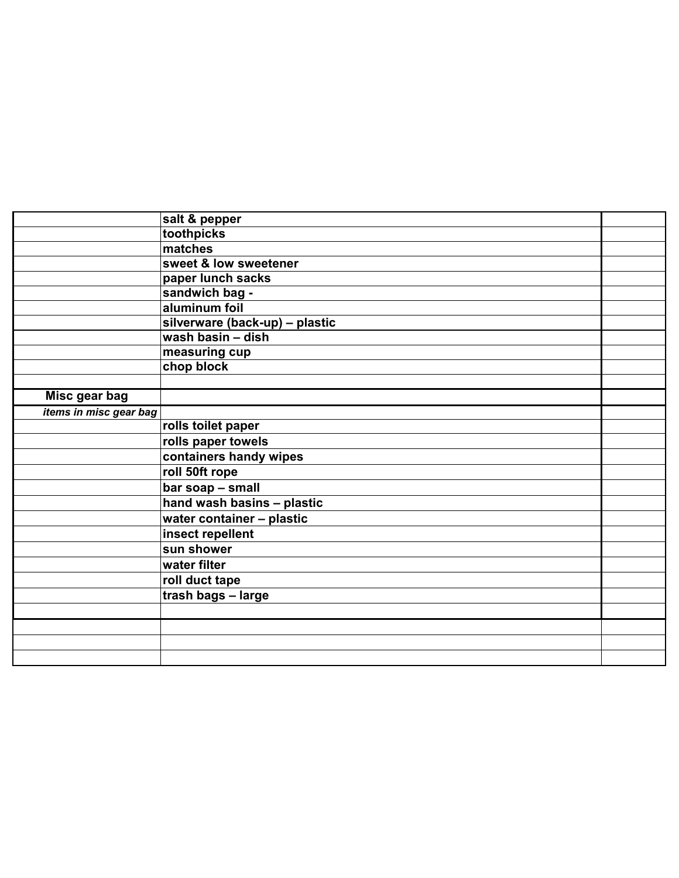| | | |
|---|---|---|
| | **salt & pepper** | |
| | **toothpicks** | |
| | **matches** | |
| | **sweet & low sweetener** | |
| | **paper lunch sacks** | |
| | **sandwich bag -** | |
| | **aluminum foil** | |
| | **silverware (back-up) – plastic** | |
| | **wash basin – dish** | |
| | **measuring cup** | |
| | **chop block** | |
| | | |
| **Misc gear bag** | | |
| ***items in misc gear bag*** | | |
| | **rolls toilet paper** | |
| | **rolls paper towels** | |
| | **containers handy wipes** | |
| | **roll 50ft rope** | |
| | **bar soap – small** | |
| | **hand wash basins – plastic** | |
| | **water container – plastic** | |
| | **insect repellent** | |
| | **sun shower** | |
| | **water filter** | |
| | **roll duct tape** | |
| | **trash bags – large** | |
| | | |
| | | |
| | | |
| | | |